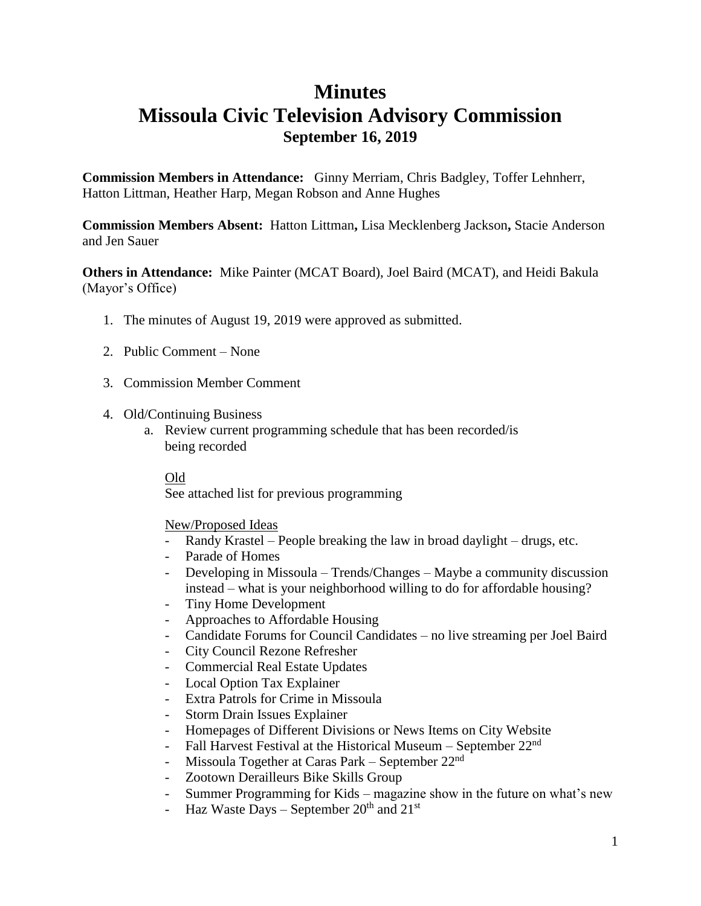# Minutes
# Missoula Civic Television Advisory Commission
### September 16, 2019

**Commission Members in Attendance:** Ginny Merriam, Chris Badgley, Toffer Lehnherr, Hatton Littman, Heather Harp, Megan Robson and Anne Hughes

**Commission Members Absent:** Hatton Littman**,** Lisa Mecklenberg Jackson**,** Stacie Anderson and Jen Sauer

**Others in Attendance:** Mike Painter (MCAT Board), Joel Baird (MCAT), and Heidi Bakula (Mayor's Office)

1. The minutes of August 19, 2019 were approved as submitted.
2. Public Comment – None
3. Commission Member Comment
4. Old/Continuing Business
   a. Review current programming schedule that has been recorded/is being recorded

      Old

      See attached list for previous programming

      New/Proposed Ideas

      - Randy Krastel – People breaking the law in broad daylight – drugs, etc.
      - Parade of Homes
      - Developing in Missoula – Trends/Changes – Maybe a community discussion instead – what is your neighborhood willing to do for affordable housing?
      - Tiny Home Development
      - Approaches to Affordable Housing
      - Candidate Forums for Council Candidates – no live streaming per Joel Baird
      - City Council Rezone Refresher
      - Commercial Real Estate Updates
      - Local Option Tax Explainer
      - Extra Patrols for Crime in Missoula
      - Storm Drain Issues Explainer
      - Homepages of Different Divisions or News Items on City Website
      - Fall Harvest Festival at the Historical Museum – September 22nd
      - Missoula Together at Caras Park – September 22nd
      - Zootown Derailleurs Bike Skills Group
      - Summer Programming for Kids – magazine show in the future on what's new
      - Haz Waste Days – September 20th and 21st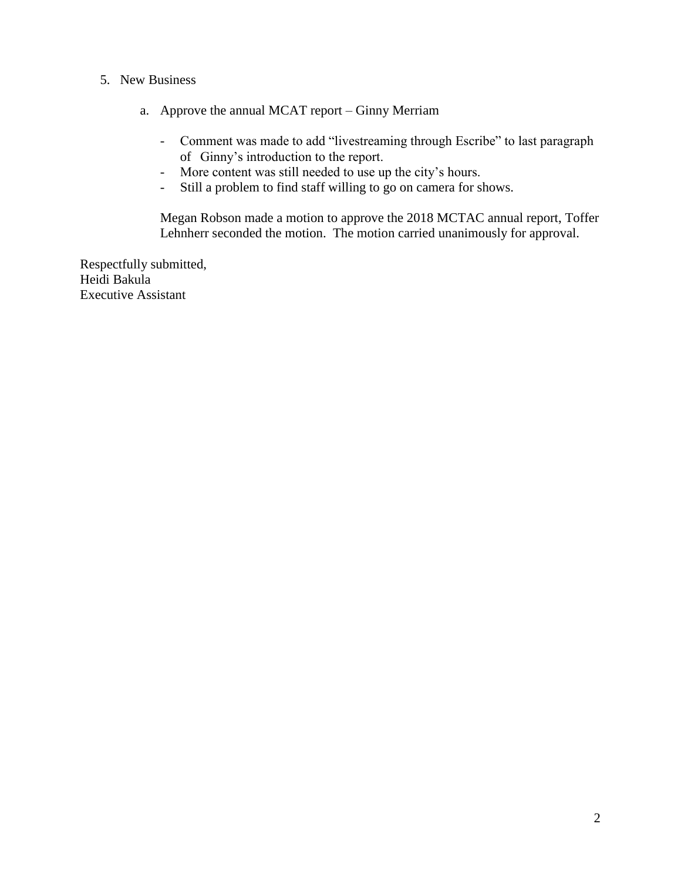5. New Business

   a. Approve the annual MCAT report – Ginny Merriam

      - Comment was made to add "livestreaming through Escribe" to last paragraph of Ginny's introduction to the report.
      - More content was still needed to use up the city's hours.
      - Still a problem to find staff willing to go on camera for shows.

      Megan Robson made a motion to approve the 2018 MCTAC annual report, Toffer Lehnherr seconded the motion. The motion carried unanimously for approval.

Respectfully submitted,
Heidi Bakula
Executive Assistant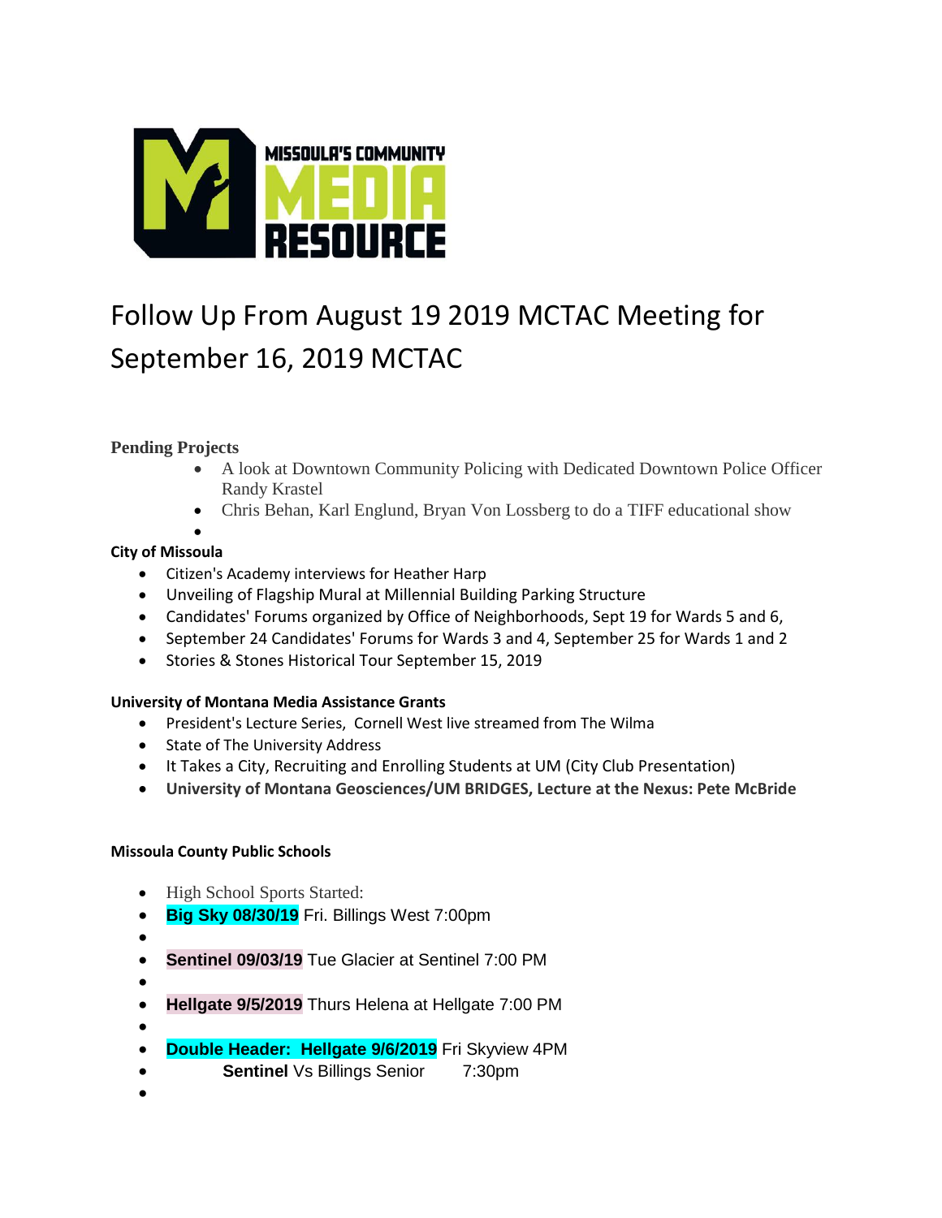MISSOULA'S COMMUNITY MEDIA RESOURCE

# Follow Up From August 19 2019 MCTAC Meeting for September 16, 2019 MCTAC

**Pending Projects**

- A look at Downtown Community Policing with Dedicated Downtown Police Officer Randy Krastel
- Chris Behan, Karl Englund, Bryan Von Lossberg to do a TIFF educational show

**City of Missoula**

- Citizen's Academy interviews for Heather Harp
- Unveiling of Flagship Mural at Millennial Building Parking Structure
- Candidates' Forums organized by Office of Neighborhoods, Sept 19 for Wards 5 and 6,
- September 24 Candidates' Forums for Wards 3 and 4, September 25 for Wards 1 and 2
- Stories & Stones Historical Tour September 15, 2019

**University of Montana Media Assistance Grants**

- President's Lecture Series, Cornell West live streamed from The Wilma
- State of The University Address
- It Takes a City, Recruiting and Enrolling Students at UM (City Club Presentation)
- **University of Montana Geosciences/UM BRIDGES, Lecture at the Nexus: Pete McBride**

**Missoula County Public Schools**

- High School Sports Started:
- **Big Sky 08/30/19** Fri. Billings West 7:00pm
- **Sentinel 09/03/19** Tue Glacier at Sentinel 7:00 PM
- **Hellgate 9/5/2019** Thurs Helena at Hellgate 7:00 PM
- **Double Header: Hellgate 9/6/2019** Fri Skyview 4PM
- **Sentinel** Vs Billings Senior 7:30pm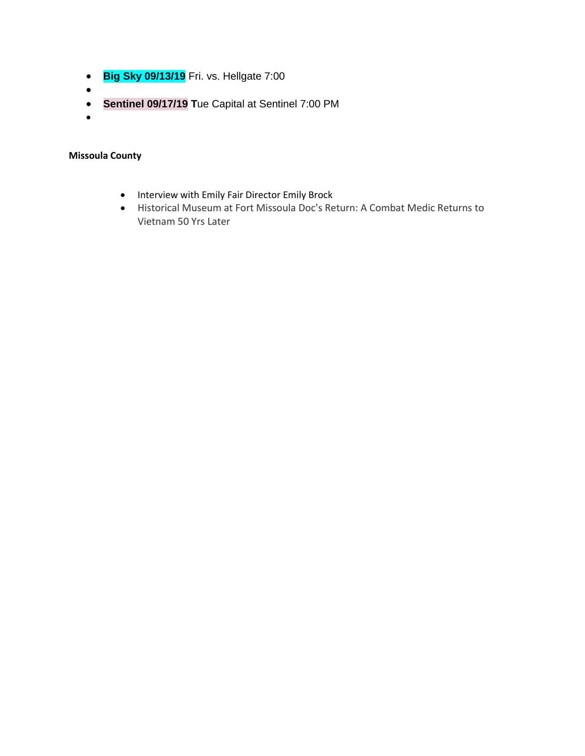- **Big Sky 09/13/19** Fri. vs. Hellgate 7:00
- 
- **Sentinel 09/17/19 T**ue Capital at Sentinel 7:00 PM
- 

**Missoula County**

- Interview with Emily Fair Director Emily Brock
- Historical Museum at Fort Missoula Doc's Return: A Combat Medic Returns to Vietnam 50 Yrs Later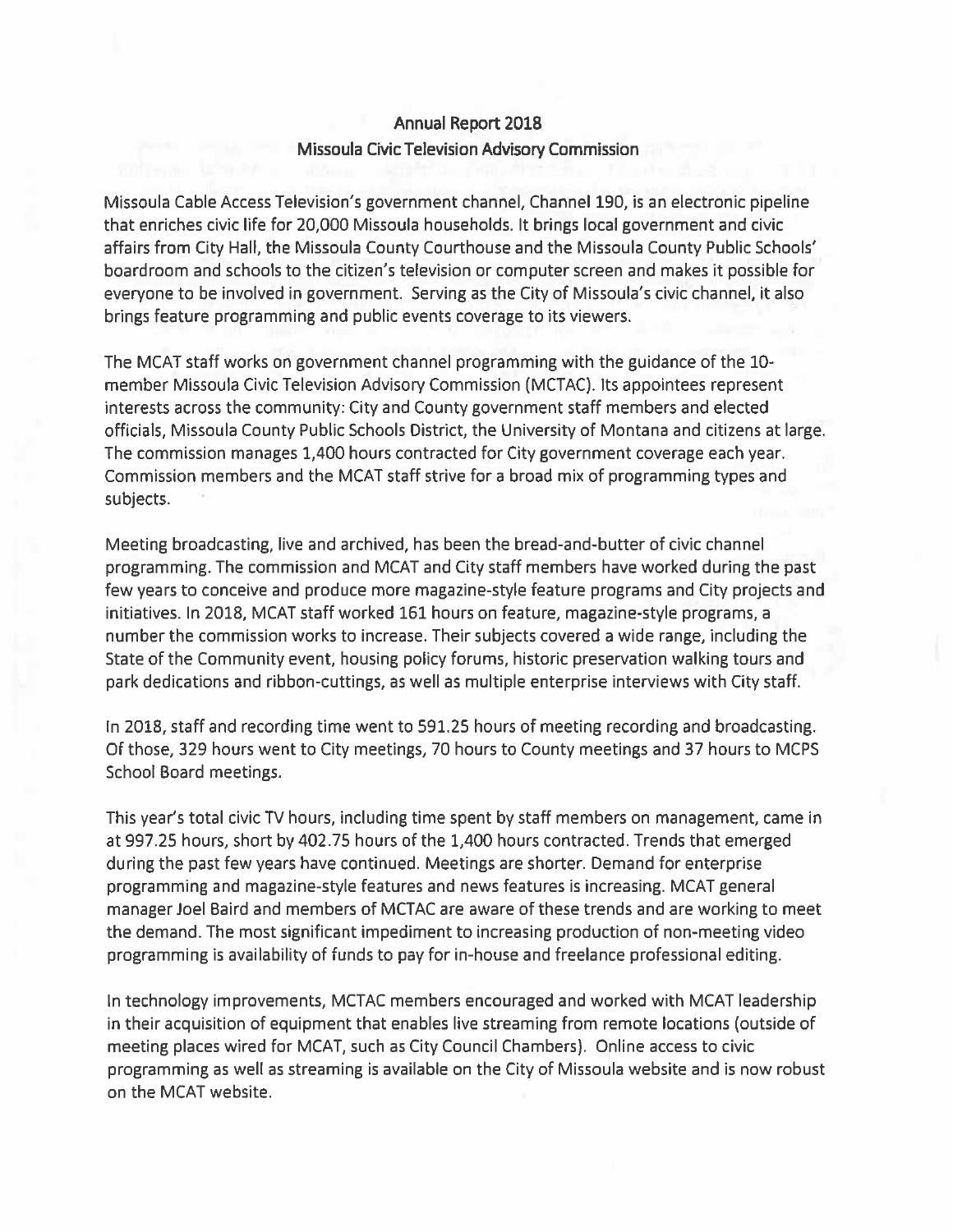# Annual Report 2018

## Missoula Civic Television Advisory Commission

Missoula Cable Access Television's government channel, Channel 190, is an electronic pipeline that enriches civic life for 20,000 Missoula households. It brings local government and civic affairs from City Hall, the Missoula County Courthouse and the Missoula County Public Schools' boardroom and schools to the citizen's television or computer screen and makes it possible for everyone to be involved in government. Serving as the City of Missoula's civic channel, it also brings feature programming and public events coverage to its viewers.

The MCAT staff works on government channel programming with the guidance of the 10-member Missoula Civic Television Advisory Commission (MCTAC). Its appointees represent interests across the community: City and County government staff members and elected officials, Missoula County Public Schools District, the University of Montana and citizens at large. The commission manages 1,400 hours contracted for City government coverage each year. Commission members and the MCAT staff strive for a broad mix of programming types and subjects.

Meeting broadcasting, live and archived, has been the bread-and-butter of civic channel programming. The commission and MCAT and City staff members have worked during the past few years to conceive and produce more magazine-style feature programs and City projects and initiatives. In 2018, MCAT staff worked 161 hours on feature, magazine-style programs, a number the commission works to increase. Their subjects covered a wide range, including the State of the Community event, housing policy forums, historic preservation walking tours and park dedications and ribbon-cuttings, as well as multiple enterprise interviews with City staff.

In 2018, staff and recording time went to 591.25 hours of meeting recording and broadcasting. Of those, 329 hours went to City meetings, 70 hours to County meetings and 37 hours to MCPS School Board meetings.

This year's total civic TV hours, including time spent by staff members on management, came in at 997.25 hours, short by 402.75 hours of the 1,400 hours contracted. Trends that emerged during the past few years have continued. Meetings are shorter. Demand for enterprise programming and magazine-style features and news features is increasing. MCAT general manager Joel Baird and members of MCTAC are aware of these trends and are working to meet the demand. The most significant impediment to increasing production of non-meeting video programming is availability of funds to pay for in-house and freelance professional editing.

In technology improvements, MCTAC members encouraged and worked with MCAT leadership in their acquisition of equipment that enables live streaming from remote locations (outside of meeting places wired for MCAT, such as City Council Chambers). Online access to civic programming as well as streaming is available on the City of Missoula website and is now robust on the MCAT website.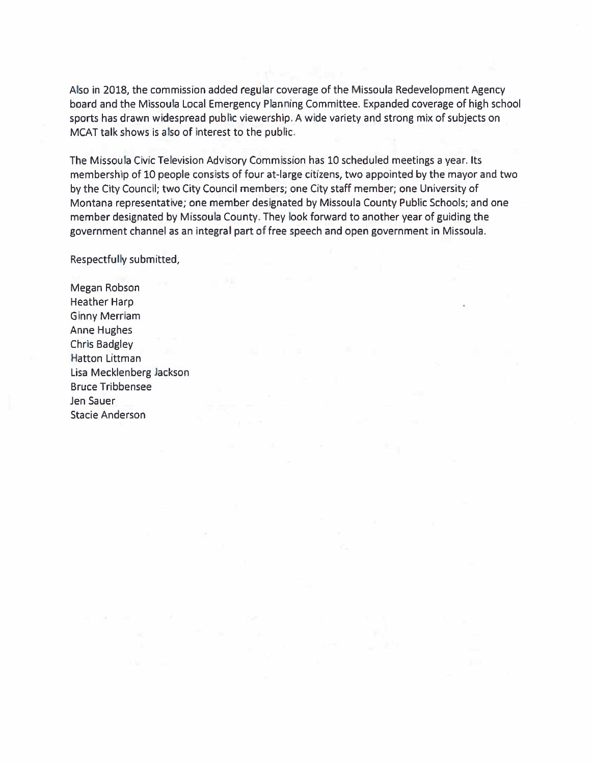Also in 2018, the commission added regular coverage of the Missoula Redevelopment Agency board and the Missoula Local Emergency Planning Committee. Expanded coverage of high school sports has drawn widespread public viewership. A wide variety and strong mix of subjects on MCAT talk shows is also of interest to the public.

The Missoula Civic Television Advisory Commission has 10 scheduled meetings a year. Its membership of 10 people consists of four at-large citizens, two appointed by the mayor and two by the City Council; two City Council members; one City staff member; one University of Montana representative; one member designated by Missoula County Public Schools; and one member designated by Missoula County. They look forward to another year of guiding the government channel as an integral part of free speech and open government in Missoula.

Respectfully submitted,

Megan Robson
Heather Harp
Ginny Merriam
Anne Hughes
Chris Badgley
Hatton Littman
Lisa Mecklenberg Jackson
Bruce Tribbensee
Jen Sauer
Stacie Anderson